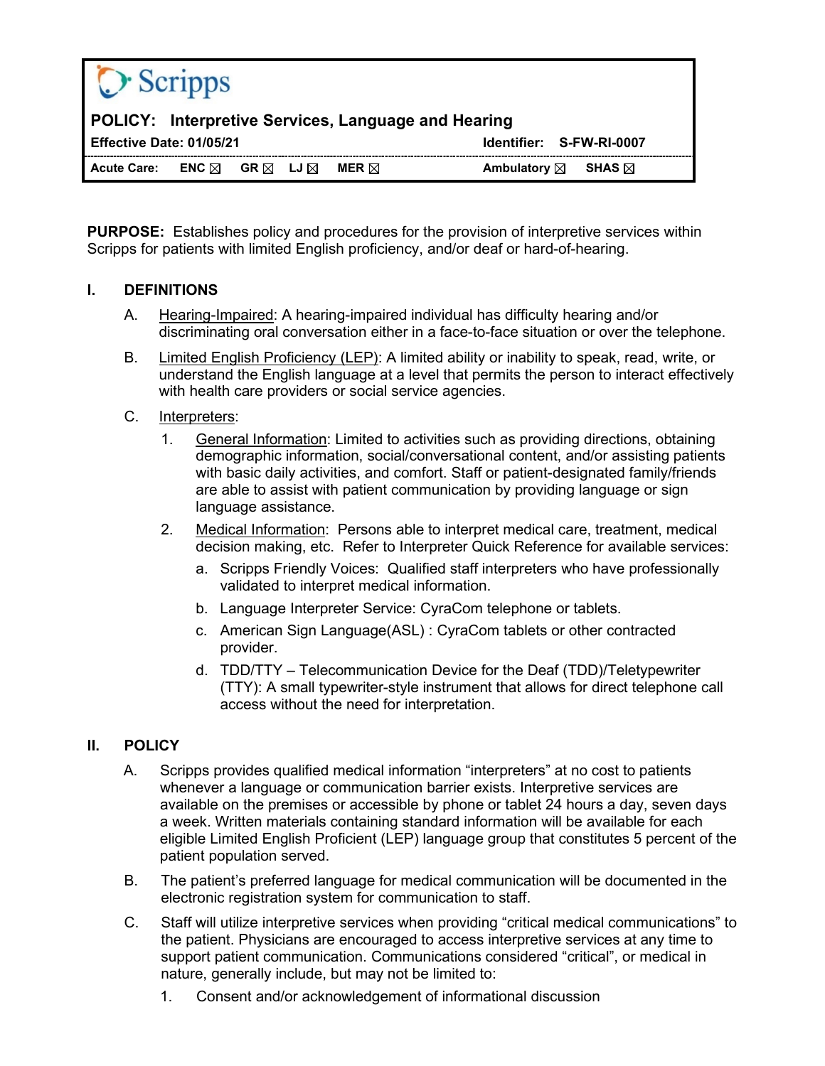Scripps

**POLICY: Interpretive Services, Language and Hearing**

| **Effective Date: 01/05/21** | | | | | **Identifier: S-FW-RI-0007** | |
|---|---|---|---|---|---|---|
| **Acute Care:** | **ENC** ☒ | **GR** ☒ | **LJ** ☒ | **MER** ☒ | **Ambulatory** ☒ | **SHAS** ☒ |

**PURPOSE:** Establishes policy and procedures for the provision of interpretive services within Scripps for patients with limited English proficiency, and/or deaf or hard-of-hearing.

## I. DEFINITIONS

A. Hearing-Impaired: A hearing-impaired individual has difficulty hearing and/or discriminating oral conversation either in a face-to-face situation or over the telephone.

B. Limited English Proficiency (LEP): A limited ability or inability to speak, read, write, or understand the English language at a level that permits the person to interact effectively with health care providers or social service agencies.

C. Interpreters:

1. General Information: Limited to activities such as providing directions, obtaining demographic information, social/conversational content, and/or assisting patients with basic daily activities, and comfort. Staff or patient-designated family/friends are able to assist with patient communication by providing language or sign language assistance.

2. Medical Information: Persons able to interpret medical care, treatment, medical decision making, etc. Refer to Interpreter Quick Reference for available services:

   a. Scripps Friendly Voices: Qualified staff interpreters who have professionally validated to interpret medical information.

   b. Language Interpreter Service: CyraCom telephone or tablets.

   c. American Sign Language(ASL) : CyraCom tablets or other contracted provider.

   d. TDD/TTY – Telecommunication Device for the Deaf (TDD)/Teletypewriter (TTY): A small typewriter-style instrument that allows for direct telephone call access without the need for interpretation.

## II. POLICY

A. Scripps provides qualified medical information “interpreters” at no cost to patients whenever a language or communication barrier exists. Interpretive services are available on the premises or accessible by phone or tablet 24 hours a day, seven days a week. Written materials containing standard information will be available for each eligible Limited English Proficient (LEP) language group that constitutes 5 percent of the patient population served.

B. The patient’s preferred language for medical communication will be documented in the electronic registration system for communication to staff.

C. Staff will utilize interpretive services when providing “critical medical communications” to the patient. Physicians are encouraged to access interpretive services at any time to support patient communication. Communications considered “critical”, or medical in nature, generally include, but may not be limited to:

1. Consent and/or acknowledgement of informational discussion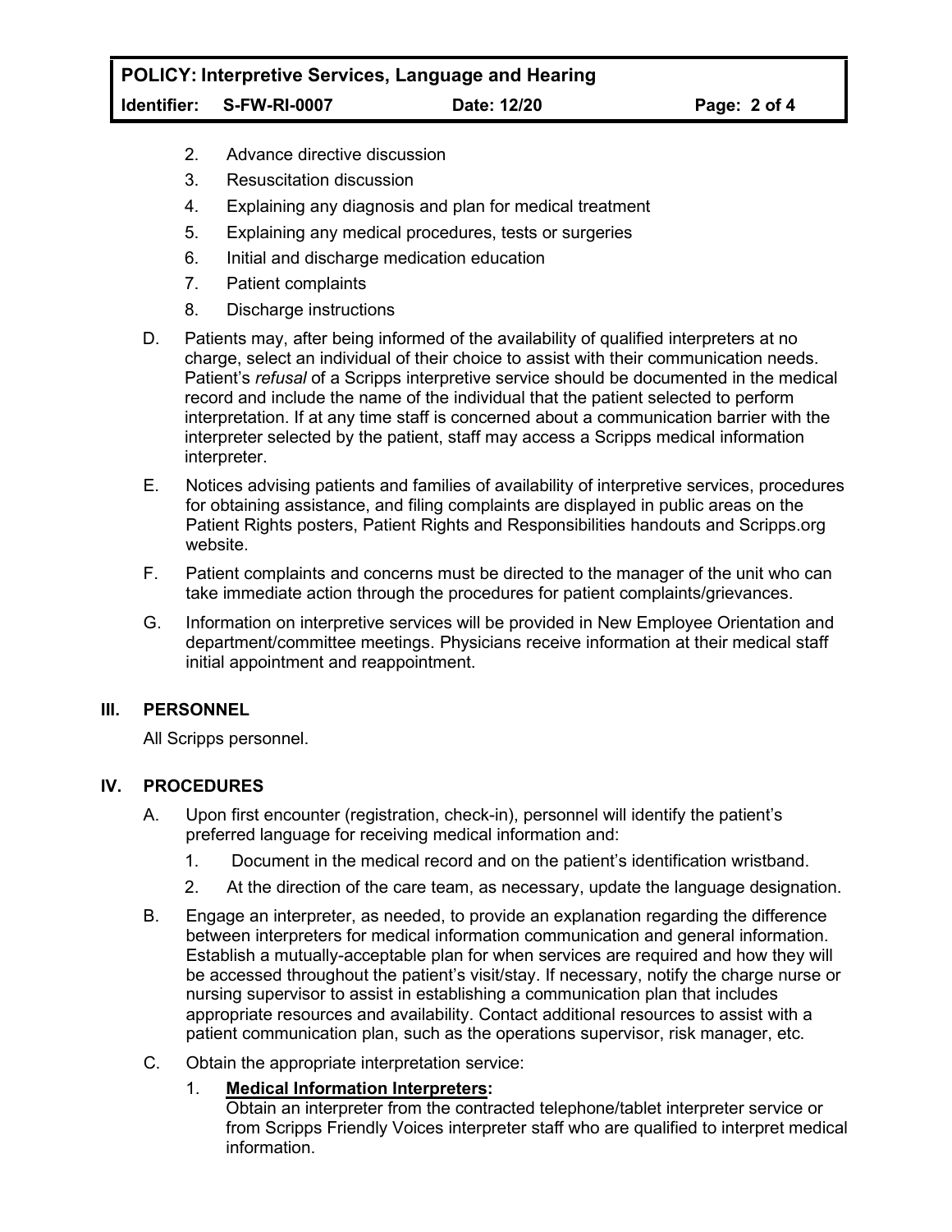2. Advance directive discussion
3. Resuscitation discussion
4. Explaining any diagnosis and plan for medical treatment
5. Explaining any medical procedures, tests or surgeries
6. Initial and discharge medication education
7. Patient complaints
8. Discharge instructions

D. Patients may, after being informed of the availability of qualified interpreters at no charge, select an individual of their choice to assist with their communication needs. Patient's *refusal* of a Scripps interpretive service should be documented in the medical record and include the name of the individual that the patient selected to perform interpretation. If at any time staff is concerned about a communication barrier with the interpreter selected by the patient, staff may access a Scripps medical information interpreter.

E. Notices advising patients and families of availability of interpretive services, procedures for obtaining assistance, and filing complaints are displayed in public areas on the Patient Rights posters, Patient Rights and Responsibilities handouts and Scripps.org website.

F. Patient complaints and concerns must be directed to the manager of the unit who can take immediate action through the procedures for patient complaints/grievances.

G. Information on interpretive services will be provided in New Employee Orientation and department/committee meetings. Physicians receive information at their medical staff initial appointment and reappointment.

## III. PERSONNEL

All Scripps personnel.

## IV. PROCEDURES

A. Upon first encounter (registration, check-in), personnel will identify the patient's preferred language for receiving medical information and:

1. Document in the medical record and on the patient's identification wristband.
2. At the direction of the care team, as necessary, update the language designation.

B. Engage an interpreter, as needed, to provide an explanation regarding the difference between interpreters for medical information communication and general information. Establish a mutually-acceptable plan for when services are required and how they will be accessed throughout the patient's visit/stay. If necessary, notify the charge nurse or nursing supervisor to assist in establishing a communication plan that includes appropriate resources and availability. Contact additional resources to assist with a patient communication plan, such as the operations supervisor, risk manager, etc.

C. Obtain the appropriate interpretation service:

1. **Medical Information Interpreters:**
   Obtain an interpreter from the contracted telephone/tablet interpreter service or from Scripps Friendly Voices interpreter staff who are qualified to interpret medical information.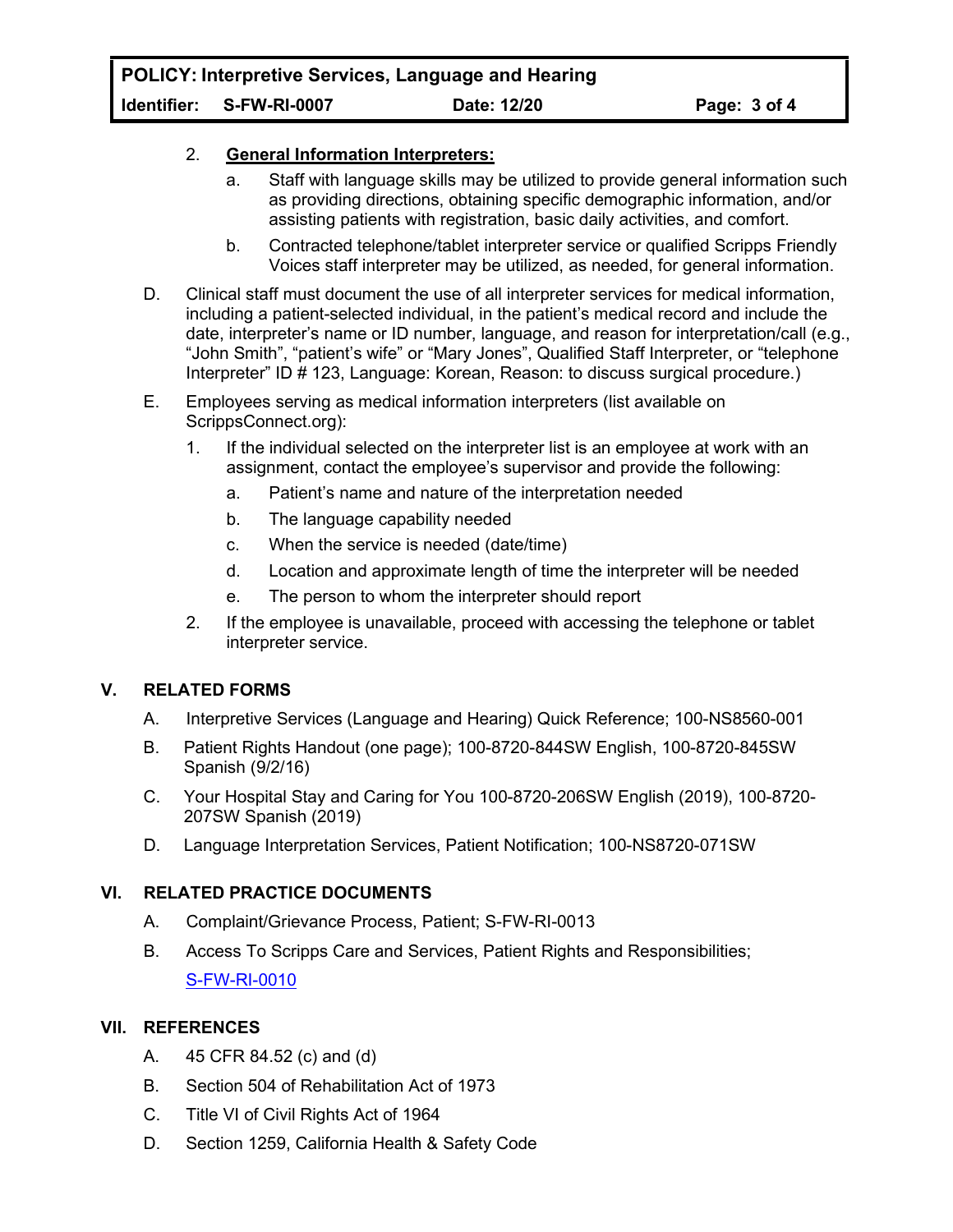2. **General Information Interpreters:**
   - a. Staff with language skills may be utilized to provide general information such as providing directions, obtaining specific demographic information, and/or assisting patients with registration, basic daily activities, and comfort.
   - b. Contracted telephone/tablet interpreter service or qualified Scripps Friendly Voices staff interpreter may be utilized, as needed, for general information.

D. Clinical staff must document the use of all interpreter services for medical information, including a patient-selected individual, in the patient's medical record and include the date, interpreter's name or ID number, language, and reason for interpretation/call (e.g., "John Smith", "patient's wife" or "Mary Jones", Qualified Staff Interpreter, or "telephone Interpreter" ID # 123, Language: Korean, Reason: to discuss surgical procedure.)

E. Employees serving as medical information interpreters (list available on ScrippsConnect.org):

1. If the individual selected on the interpreter list is an employee at work with an assignment, contact the employee's supervisor and provide the following:
   - a. Patient's name and nature of the interpretation needed
   - b. The language capability needed
   - c. When the service is needed (date/time)
   - d. Location and approximate length of time the interpreter will be needed
   - e. The person to whom the interpreter should report
2. If the employee is unavailable, proceed with accessing the telephone or tablet interpreter service.

## V. RELATED FORMS

A. Interpretive Services (Language and Hearing) Quick Reference; 100-NS8560-001

B. Patient Rights Handout (one page); 100-8720-844SW English, 100-8720-845SW Spanish (9/2/16)

C. Your Hospital Stay and Caring for You 100-8720-206SW English (2019), 100-8720-207SW Spanish (2019)

D. Language Interpretation Services, Patient Notification; 100-NS8720-071SW

## VI. RELATED PRACTICE DOCUMENTS

A. Complaint/Grievance Process, Patient; S-FW-RI-0013

B. Access To Scripps Care and Services, Patient Rights and Responsibilities; S-FW-RI-0010

## VII. REFERENCES

A. 45 CFR 84.52 (c) and (d)

B. Section 504 of Rehabilitation Act of 1973

C. Title VI of Civil Rights Act of 1964

D. Section 1259, California Health & Safety Code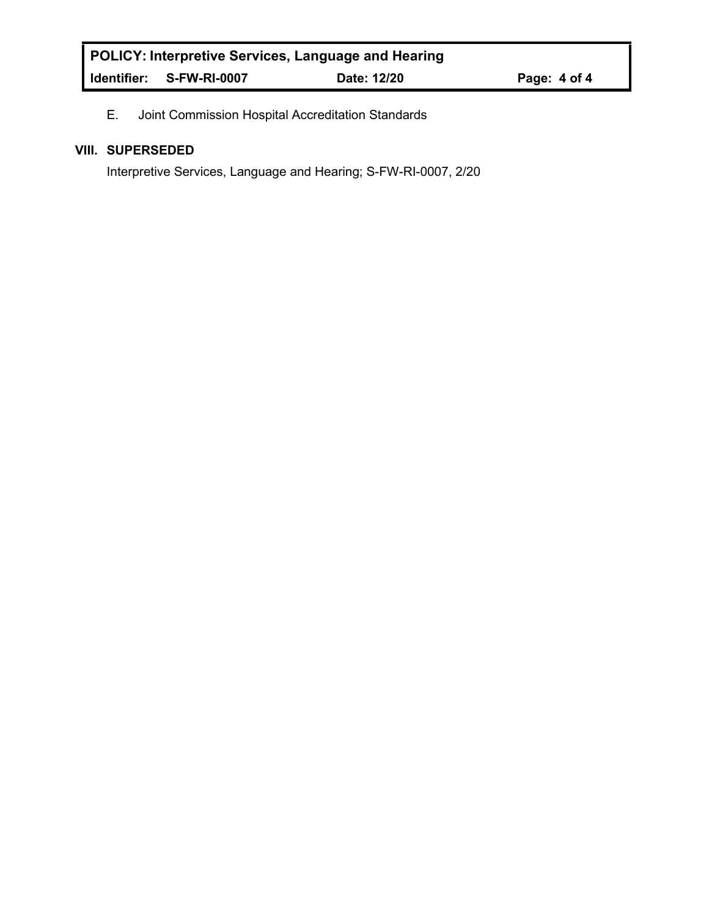E. Joint Commission Hospital Accreditation Standards

## VIII. SUPERSEDED

Interpretive Services, Language and Hearing; S-FW-RI-0007, 2/20